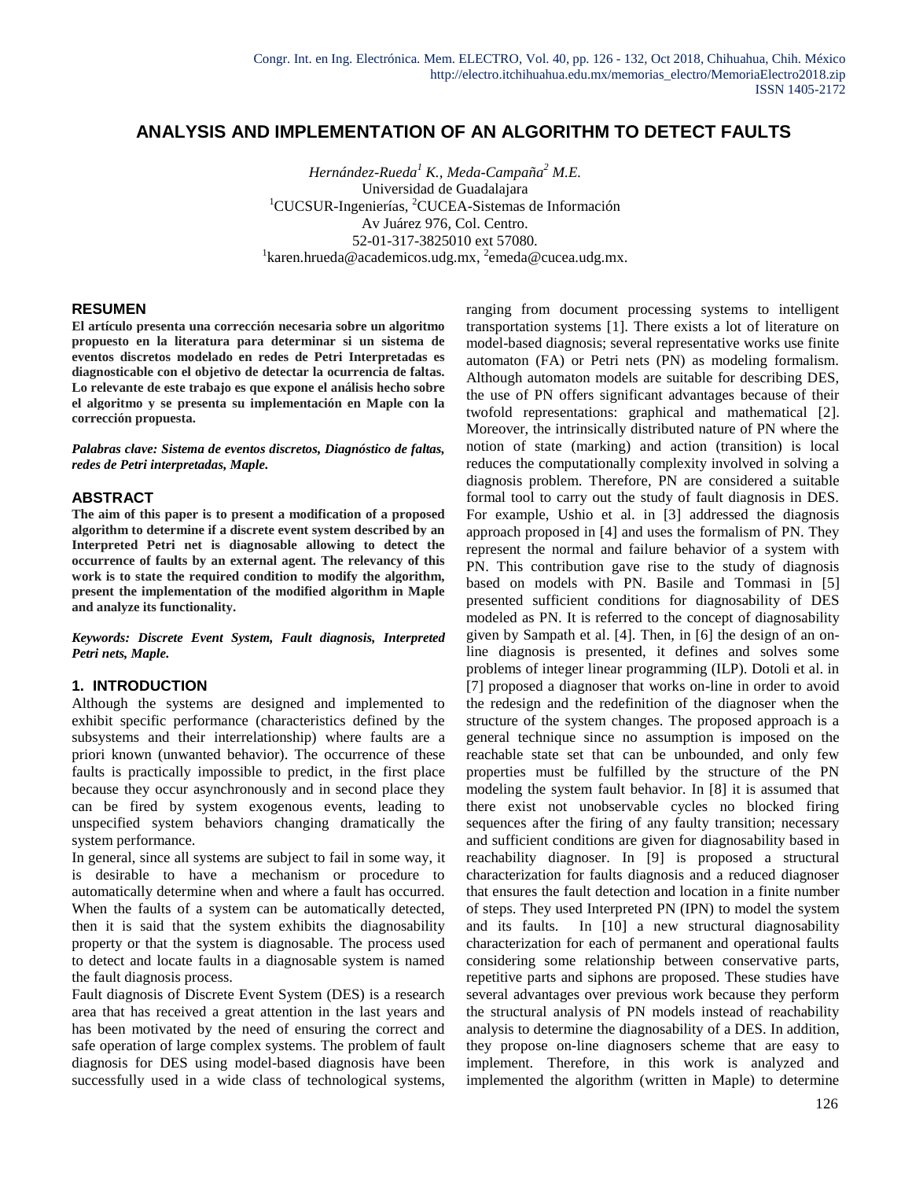# ANALYSIS AND IMPLEMENTATION OF AN ALGORITHM TO DETECT FAULTS

*Hernández-Rueda[1] K., Meda-Campaña[2] M.E.*
Universidad de Guadalajara
[1]CUCSUR-Ingenierías, [2]CUCEA-Sistemas de Información
Av Juárez 976, Col. Centro.
52-01-317-3825010 ext 57080.
[1]karen.hrueda@academicos.udg.mx, [2]emeda@cucea.udg.mx.

## RESUMEN

**El artículo presenta una corrección necesaria sobre un algoritmo propuesto en la literatura para determinar si un sistema de eventos discretos modelado en redes de Petri Interpretadas es diagnosticable con el objetivo de detectar la ocurrencia de faltas. Lo relevante de este trabajo es que expone el análisis hecho sobre el algoritmo y se presenta su implementación en Maple con la corrección propuesta.**

***Palabras clave: Sistema de eventos discretos, Diagnóstico de faltas, redes de Petri interpretadas, Maple.***

## ABSTRACT

**The aim of this paper is to present a modification of a proposed algorithm to determine if a discrete event system described by an Interpreted Petri net is diagnosable allowing to detect the occurrence of faults by an external agent. The relevancy of this work is to state the required condition to modify the algorithm, present the implementation of the modified algorithm in Maple and analyze its functionality.**

***Keywords: Discrete Event System, Fault diagnosis, Interpreted Petri nets, Maple.***

## 1. INTRODUCTION

Although the systems are designed and implemented to exhibit specific performance (characteristics defined by the subsystems and their interrelationship) where faults are a priori known (unwanted behavior). The occurrence of these faults is practically impossible to predict, in the first place because they occur asynchronously and in second place they can be fired by system exogenous events, leading to unspecified system behaviors changing dramatically the system performance.

In general, since all systems are subject to fail in some way, it is desirable to have a mechanism or procedure to automatically determine when and where a fault has occurred. When the faults of a system can be automatically detected, then it is said that the system exhibits the diagnosability property or that the system is diagnosable. The process used to detect and locate faults in a diagnosable system is named the fault diagnosis process.

Fault diagnosis of Discrete Event System (DES) is a research area that has received a great attention in the last years and has been motivated by the need of ensuring the correct and safe operation of large complex systems. The problem of fault diagnosis for DES using model-based diagnosis have been successfully used in a wide class of technological systems, ranging from document processing systems to intelligent transportation systems [1]. There exists a lot of literature on model-based diagnosis; several representative works use finite automaton (FA) or Petri nets (PN) as modeling formalism. Although automaton models are suitable for describing DES, the use of PN offers significant advantages because of their twofold representations: graphical and mathematical [2]. Moreover, the intrinsically distributed nature of PN where the notion of state (marking) and action (transition) is local reduces the computationally complexity involved in solving a diagnosis problem. Therefore, PN are considered a suitable formal tool to carry out the study of fault diagnosis in DES. For example, Ushio et al. in [3] addressed the diagnosis approach proposed in [4] and uses the formalism of PN. They represent the normal and failure behavior of a system with PN. This contribution gave rise to the study of diagnosis based on models with PN. Basile and Tommasi in [5] presented sufficient conditions for diagnosability of DES modeled as PN. It is referred to the concept of diagnosability given by Sampath et al. [4]. Then, in [6] the design of an on-line diagnosis is presented, it defines and solves some problems of integer linear programming (ILP). Dotoli et al. in [7] proposed a diagnoser that works on-line in order to avoid the redesign and the redefinition of the diagnoser when the structure of the system changes. The proposed approach is a general technique since no assumption is imposed on the reachable state set that can be unbounded, and only few properties must be fulfilled by the structure of the PN modeling the system fault behavior. In [8] it is assumed that there exist not unobservable cycles no blocked firing sequences after the firing of any faulty transition; necessary and sufficient conditions are given for diagnosability based in reachability diagnoser. In [9] is proposed a structural characterization for faults diagnosis and a reduced diagnoser that ensures the fault detection and location in a finite number of steps. They used Interpreted PN (IPN) to model the system and its faults. In [10] a new structural diagnosability characterization for each of permanent and operational faults considering some relationship between conservative parts, repetitive parts and siphons are proposed. These studies have several advantages over previous work because they perform the structural analysis of PN models instead of reachability analysis to determine the diagnosability of a DES. In addition, they propose on-line diagnosers scheme that are easy to implement. Therefore, in this work is analyzed and implemented the algorithm (written in Maple) to determine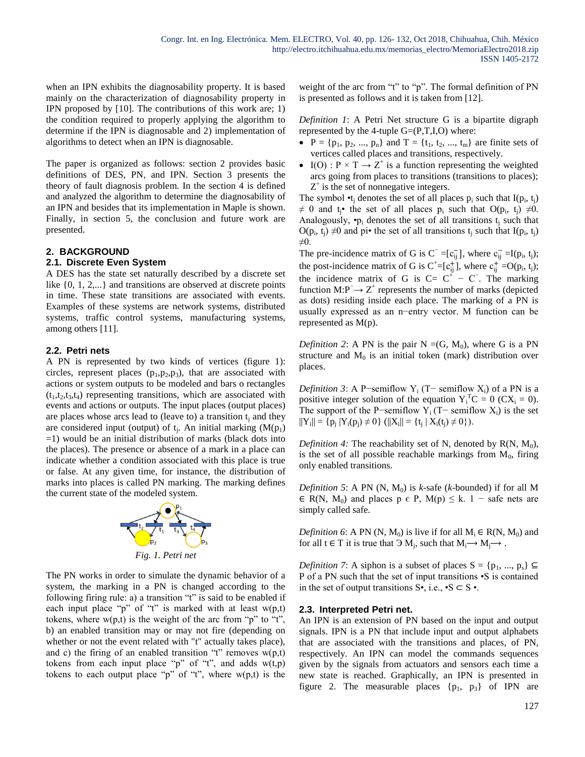when an IPN exhibits the diagnosability property. It is based mainly on the characterization of diagnosability property in IPN proposed by [10]. The contributions of this work are; 1) the condition required to properly applying the algorithm to determine if the IPN is diagnosable and 2) implementation of algorithms to detect when an IPN is diagnosable.

The paper is organized as follows: section 2 provides basic definitions of DES, PN, and IPN. Section 3 presents the theory of fault diagnosis problem. In the section 4 is defined and analyzed the algorithm to determine the diagnosability of an IPN and besides that its implementation in Maple is shown. Finally, in section 5, the conclusion and future work are presented.

## 2. BACKGROUND

### 2.1. Discrete Even System

A DES has the state set naturally described by a discrete set like {0, 1, 2,...} and transitions are observed at discrete points in time. These state transitions are associated with events. Examples of these systems are network systems, distributed systems, traffic control systems, manufacturing systems, among others [11].

### 2.2. Petri nets

A PN is represented by two kinds of vertices (figure 1): circles, represent places ($p_1$,$p_2$,$p_3$), that are associated with actions or system outputs to be modeled and bars o rectangles ($t_1$,$t_2$,$t_3$,$t_4$) representing transitions, which are associated with events and actions or outputs. The input places (output places) are places whose arcs lead to (leave to) a transition $t_j$ and they are considered input (output) of $t_j$. An initial marking ($M(p_1)$ =1) would be an initial distribution of marks (black dots into the places). The presence or absence of a mark in a place can indicate whether a condition associated with this place is true or false. At any given time, for instance, the distribution of marks into places is called PN marking. The marking defines the current state of the modeled system.

*Fig. 1. Petri net*

The PN works in order to simulate the dynamic behavior of a system, the marking in a PN is changed according to the following firing rule: a) a transition "t" is said to be enabled if each input place "p" of "t" is marked with at least w(p,t) tokens, where w(p,t) is the weight of the arc from "p" to "t", b) an enabled transition may or may not fire (depending on whether or not the event related with "t" actually takes place), and c) the firing of an enabled transition "t" removes w(p,t) tokens from each input place "p" of "t", and adds w(t,p) tokens to each output place "p" of "t", where w(p,t) is the weight of the arc from "t" to "p". The formal definition of PN is presented as follows and it is taken from [12].

*Definition 1*: A Petri Net structure G is a bipartite digraph represented by the 4-tuple G=(P,T,I,O) where:

- $P = \{p_1, p_2, ..., p_n\}$ and $T = \{t_1, t_2, ..., t_m\}$ are finite sets of vertices called places and transitions, respectively.
- $I(O) : P \times T \rightarrow Z^+$ is a function representing the weighted arcs going from places to transitions (transitions to places); $Z^+$ is the set of nonnegative integers.

The symbol $\bullet t_j$ denotes the set of all places $p_i$ such that $I(p_i, t_j) \neq 0$ and $t_j\bullet$ the set of all places $p_i$ such that $O(p_i, t_j) \neq 0$. Analogously, $\bullet p_i$ denotes the set of all transitions $t_j$ such that $O(p_i, t_j) \neq 0$ and $p_i\bullet$ the set of all transitions $t_j$ such that $I(p_i, t_j) \neq 0$.

The pre-incidence matrix of G is $C^- = [c_{ij}^-]$, where $c_{ij}^- = I(p_i, t_j)$; the post-incidence matrix of G is $C^+ = [c_{ij}^+]$, where $c_{ij}^+ = O(p_i, t_j)$; the incidence matrix of G is $C = C^+ - C^-$. The marking function $M: P^- \rightarrow Z^+$ represents the number of marks (depicted as dots) residing inside each place. The marking of a PN is usually expressed as an n−entry vector. M function can be represented as M(p).

*Definition 2*: A PN is the pair $N = (G, M_0)$, where G is a PN structure and $M_0$ is an initial token (mark) distribution over places.

*Definition 3*: A P−semiflow $Y_i$ (T− semiflow $X_i$) of a PN is a positive integer solution of the equation $Y_i^T C = 0$ ($CX_i = 0$). The support of the P−semiflow $Y_i$ (T− semiflow $X_i$) is the set $\|Y_i\| = \{p_j \mid Y_i(p_j) \neq 0\}$ ($\|X_i\| = \{t_j \mid X_i(t_j) \neq 0\}$).

*Definition 4:* The reachability set of N, denoted by $R(N, M_0)$, is the set of all possible reachable markings from $M_0$, firing only enabled transitions.

*Definition 5*: A PN $(N, M_0)$ is *k*-safe (*k*-bounded) if for all $M \in R(N, M_0)$ and places $p \in P$, $M(p) \leq k$. 1 − safe nets are simply called safe.

*Definition 6*: A PN $(N, M_0)$ is live if for all $M_i \in R(N, M_0)$ and for all $t \in T$ it is true that $\exists M_j$, such that $M_i \longrightarrow M_j \longrightarrow$ .

*Definition 7*: A siphon is a subset of places $S = \{p_1, ..., p_s\} \subseteq P$ of a PN such that the set of input transitions $\bullet S$ is contained in the set of output transitions $S\bullet$, i.e., $\bullet S \subset S\bullet$.

### 2.3. Interpreted Petri net.

An IPN is an extension of PN based on the input and output signals. IPN is a PN that include input and output alphabets that are associated with the transitions and places, of PN, respectively. An IPN can model the commands sequences given by the signals from actuators and sensors each time a new state is reached. Graphically, an IPN is presented in figure 2. The measurable places $\{p_1, p_3\}$ of IPN are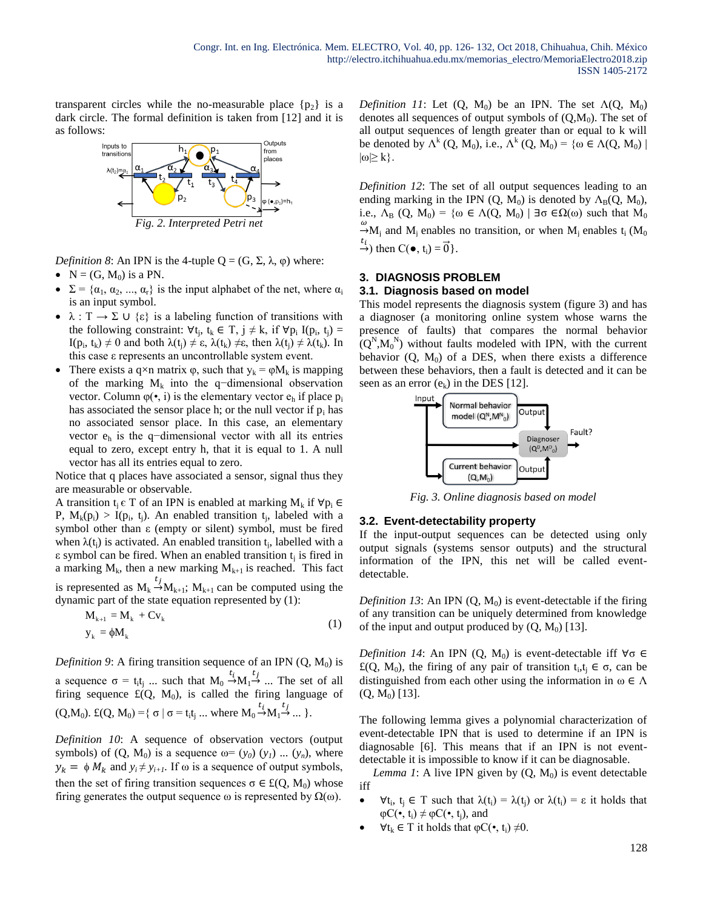transparent circles while the no-measurable place $\{p_2\}$ is a dark circle. The formal definition is taken from [12] and it is as follows:

*Fig. 2. Interpreted Petri net*

*Definition 8*: An IPN is the 4-tuple $Q = (G, \Sigma, \lambda, \varphi)$ where:

- $N = (G, M_0)$ is a PN.
- $\Sigma = \{\alpha_1, \alpha_2, ..., \alpha_r\}$ is the input alphabet of the net, where $\alpha_i$ is an input symbol.
- $\lambda : T \rightarrow \Sigma \cup \{\varepsilon\}$ is a labeling function of transitions with the following constraint: $\forall t_j, t_k \in T, j \neq k$, if $\forall p_i$ $I(p_i, t_j) = I(p_i, t_k) \neq 0$ and both $\lambda(t_j) \neq \varepsilon$, $\lambda(t_k) \neq \varepsilon$, then $\lambda(t_j) \neq \lambda(t_k)$. In this case $\varepsilon$ represents an uncontrollable system event.
- There exists a q×n matrix $\varphi$, such that $y_k = \varphi M_k$ is mapping of the marking $M_k$ into the q−dimensional observation vector. Column $\varphi(\bullet, i)$ is the elementary vector $e_h$ if place $p_i$ has associated the sensor place h; or the null vector if $p_i$ has no associated sensor place. In this case, an elementary vector $e_h$ is the q−dimensional vector with all its entries equal to zero, except entry h, that it is equal to 1. A null vector has all its entries equal to zero.

Notice that q places have associated a sensor, signal thus they are measurable or observable.

A transition $t_j \in T$ of an IPN is enabled at marking $M_k$ if $\forall p_i \in P$, $M_k(p_i) > I(p_i, t_j)$. An enabled transition $t_j$, labeled with a symbol other than $\varepsilon$ (empty or silent) symbol, must be fired when $\lambda(t_j)$ is activated. An enabled transition $t_j$, labelled with a $\varepsilon$ symbol can be fired. When an enabled transition $t_j$ is fired in a marking $M_k$, then a new marking $M_{k+1}$ is reached. This fact is represented as $M_k \xrightarrow{t_j} M_{k+1}$; $M_{k+1}$ can be computed using the dynamic part of the state equation represented by (1):

$$\begin{aligned} M_{k+1} &= M_k + Cv_k \\ y_k &= \phi M_k \end{aligned} \tag{1}$$

*Definition 9*: A firing transition sequence of an IPN $(Q, M_0)$ is a sequence $\sigma = t_i t_j \ldots$ such that $M_0 \xrightarrow{t_i} M_1 \xrightarrow{t_j} \ldots$ The set of all firing sequence $\pounds(Q, M_0)$, is called the firing language of $(Q,M_0)$. $\pounds(Q, M_0) = \{ \sigma \mid \sigma = t_i t_j \ldots$ where $M_0 \xrightarrow{t_i} M_1 \xrightarrow{t_j} \ldots \}$.

*Definition 10*: A sequence of observation vectors (output symbols) of $(Q, M_0)$ is a sequence $\omega = (y_0)\ (y_1) \ldots (y_n)$, where $y_k = \phi M_k$ and $y_i \neq y_{i+1}$. If $\omega$ is a sequence of output symbols, then the set of firing transition sequences $\sigma \in \pounds(Q, M_0)$ whose firing generates the output sequence $\omega$ is represented by $\Omega(\omega)$.

*Definition 11*: Let $(Q, M_0)$ be an IPN. The set $\Lambda(Q, M_0)$ denotes all sequences of output symbols of $(Q,M_0)$. The set of all output sequences of length greater than or equal to k will be denoted by $\Lambda^k(Q, M_0)$, i.e., $\Lambda^k(Q, M_0) = \{\omega \in \Lambda(Q, M_0) \mid |\omega| \geq k\}$.

*Definition 12*: The set of all output sequences leading to an ending marking in the IPN $(Q, M_0)$ is denoted by $\Lambda_B(Q, M_0)$, i.e., $\Lambda_B(Q, M_0) = \{\omega \in \Lambda(Q, M_0) \mid \exists \sigma \in \Omega(\omega)$ such that $M_0 \xrightarrow{\omega} M_j$ and $M_j$ enables no transition, or when $M_j$ enables $t_i$ $(M_0 \xrightarrow{t_i})$ then $C(\bullet, t_i) = \vec{0}\}$.

## 3. DIAGNOSIS PROBLEM

### 3.1. Diagnosis based on model

This model represents the diagnosis system (figure 3) and has a diagnoser (a monitoring online system whose warns the presence of faults) that compares the normal behavior $(Q^N, M_0^N)$ without faults modeled with IPN, with the current behavior $(Q, M_0)$ of a DES, when there exists a difference between these behaviors, then a fault is detected and it can be seen as an error $(e_k)$ in the DES [12].

*Fig. 3. Online diagnosis based on model*

### 3.2. Event-detectability property

If the input-output sequences can be detected using only output signals (systems sensor outputs) and the structural information of the IPN, this net will be called event-detectable.

*Definition 13*: An IPN $(Q, M_0)$ is event-detectable if the firing of any transition can be uniquely determined from knowledge of the input and output produced by $(Q, M_0)$ [13].

*Definition 14*: An IPN $(Q, M_0)$ is event-detectable iff $\forall \sigma \in \pounds(Q, M_0)$, the firing of any pair of transition $t_i, t_j \in \sigma$, can be distinguished from each other using the information in $\omega \in \Lambda(Q, M_0)$ [13].

The following lemma gives a polynomial characterization of event-detectable IPN that is used to determine if an IPN is diagnosable [6]. This means that if an IPN is not event-detectable it is impossible to know if it can be diagnosable.

*Lemma 1*: A live IPN given by $(Q, M_0)$ is event detectable iff

- $\forall t_i, t_j \in T$ such that $\lambda(t_i) = \lambda(t_j)$ or $\lambda(t_i) = \varepsilon$ it holds that $\varphi C(\bullet, t_i) \neq \varphi C(\bullet, t_j)$, and
- $\forall t_k \in T$ it holds that $\varphi C(\bullet, t_i) \neq 0$.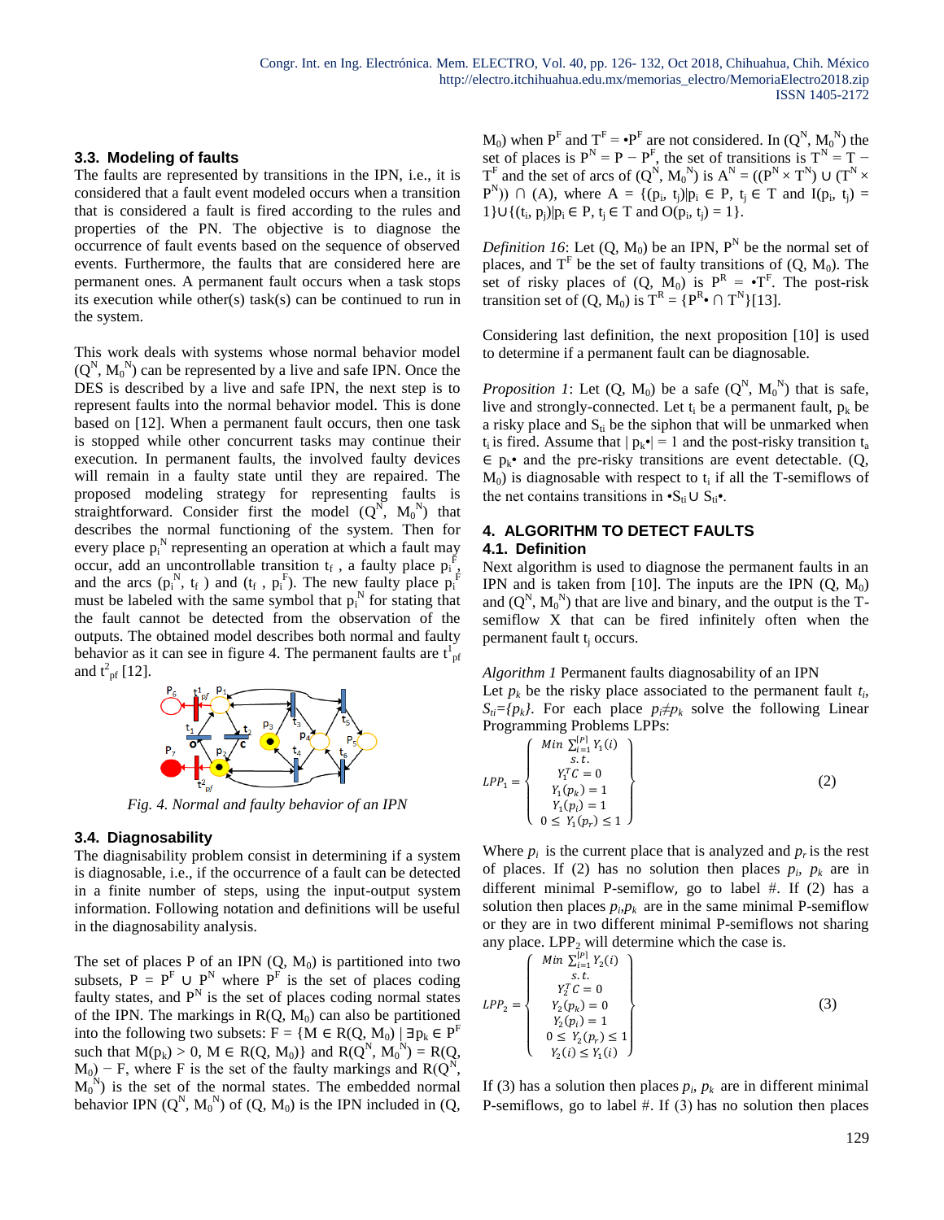### 3.3. Modeling of faults

The faults are represented by transitions in the IPN, i.e., it is considered that a fault event modeled occurs when a transition that is considered a fault is fired according to the rules and properties of the PN. The objective is to diagnose the occurrence of fault events based on the sequence of observed events. Furthermore, the faults that are considered here are permanent ones. A permanent fault occurs when a task stops its execution while other(s) task(s) can be continued to run in the system.

This work deals with systems whose normal behavior model $(Q^N, M_0^N)$ can be represented by a live and safe IPN. Once the DES is described by a live and safe IPN, the next step is to represent faults into the normal behavior model. This is done based on [12]. When a permanent fault occurs, then one task is stopped while other concurrent tasks may continue their execution. In permanent faults, the involved faulty devices will remain in a faulty state until they are repaired. The proposed modeling strategy for representing faults is straightforward. Consider first the model $(Q^N, M_0^N)$ that describes the normal functioning of the system. Then for every place $p_i^N$ representing an operation at which a fault may occur, add an uncontrollable transition $t_f$, a faulty place $p_i^F$, and the arcs $(p_i^N, t_f)$ and $(t_f, p_i^F)$. The new faulty place $p_i^F$ must be labeled with the same symbol that $p_i^N$ for stating that the fault cannot be detected from the observation of the outputs. The obtained model describes both normal and faulty behavior as it can see in figure 4. The permanent faults are $t^1_{pf}$ and $t^2_{pf}$ [12].

*Fig. 4. Normal and faulty behavior of an IPN*

### 3.4. Diagnosability

The diagnisability problem consist in determining if a system is diagnosable, i.e., if the occurrence of a fault can be detected in a finite number of steps, using the input-output system information. Following notation and definitions will be useful in the diagnosability analysis.

The set of places P of an IPN $(Q, M_0)$ is partitioned into two subsets, $P = P^F \cup P^N$ where $P^F$ is the set of places coding faulty states, and $P^N$ is the set of places coding normal states of the IPN. The markings in $R(Q, M_0)$ can also be partitioned into the following two subsets: $F = \{M \in R(Q, M_0) \mid \exists p_k \in P^F$ such that $M(p_k) > 0, M \in R(Q, M_0)\}$ and $R(Q^N, M_0^N) = R(Q, M_0) - F$, where F is the set of the faulty markings and $R(Q^N, M_0^N)$ is the set of the normal states. The embedded normal behavior IPN $(Q^N, M_0^N)$ of $(Q, M_0)$ is the IPN included in $(Q, M_0)$ when $P^F$ and $T^F = \bullet P^F$ are not considered. In $(Q^N, M_0^N)$ the set of places is $P^N = P - P^F$, the set of transitions is $T^N = T - T^F$ and the set of arcs of $(Q^N, M_0^N)$ is $A^N = ((P^N \times T^N) \cup (T^N \times P^N)) \cap (A)$, where $A = \{(p_i, t_j) | p_i \in P, t_j \in T$ and $I(p_i, t_j) = 1\} \cup \{(t_i, p_j) | p_i \in P, t_j \in T$ and $O(p_i, t_j) = 1\}$.

*Definition 16*: Let $(Q, M_0)$ be an IPN, $P^N$ be the normal set of places, and $T^F$ be the set of faulty transitions of $(Q, M_0)$. The set of risky places of $(Q, M_0)$ is $P^R = \bullet T^F$. The post-risk transition set of $(Q, M_0)$ is $T^R = \{P^R \bullet \cap T^N\}$[13].

Considering last definition, the next proposition [10] is used to determine if a permanent fault can be diagnosable.

*Proposition 1*: Let $(Q, M_0)$ be a safe $(Q^N, M_0^N)$ that is safe, live and strongly-connected. Let $t_i$ be a permanent fault, $p_k$ be a risky place and $S_{ti}$ be the siphon that will be unmarked when $t_i$ is fired. Assume that $|p_k\bullet| = 1$ and the post-risky transition $t_a \in p_k\bullet$ and the pre-risky transitions are event detectable. $(Q, M_0)$ is diagnosable with respect to $t_i$ if all the T-semiflows of the net contains transitions in $\bullet S_{ti} \cup S_{ti}\bullet$.

## 4. ALGORITHM TO DETECT FAULTS

### 4.1. Definition

Next algorithm is used to diagnose the permanent faults in an IPN and is taken from [10]. The inputs are the IPN $(Q, M_0)$ and $(Q^N, M_0^N)$ that are live and binary, and the output is the T-semiflow X that can be fired infinitely often when the permanent fault $t_j$ occurs.

*Algorithm 1* Permanent faults diagnosability of an IPN

Let $p_k$ be the risky place associated to the permanent fault $t_i$, $S_{ti}=\{p_k\}$. For each place $p_i \neq p_k$ solve the following Linear Programming Problems LPPs:

$$LPP_1 = \left\{ \begin{array}{c} Min \ \sum_{i=1}^{|P|} Y_1(i) \\ s.t. \\ Y_1^T C = 0 \\ Y_1(p_k) = 1 \\ Y_1(p_i) = 1 \\ 0 \leq Y_1(p_r) \leq 1 \end{array} \right\} \tag{2}$$

Where $p_i$ is the current place that is analyzed and $p_r$ is the rest of places. If (2) has no solution then places $p_i$, $p_k$ are in different minimal P-semiflow, go to label #. If (2) has a solution then places $p_i$,$p_k$ are in the same minimal P-semiflow or they are in two different minimal P-semiflows not sharing any place. $LPP_2$ will determine which the case is.

$$LPP_2 = \left\{ \begin{array}{c} Min \ \sum_{i=1}^{|P|} Y_2(i) \\ s.t. \\ Y_2^T C = 0 \\ Y_2(p_k) = 0 \\ Y_2(p_i) = 1 \\ 0 \leq Y_2(p_r) \leq 1 \\ Y_2(i) \leq Y_1(i) \end{array} \right\} \tag{3}$$

If (3) has a solution then places $p_i$, $p_k$ are in different minimal P-semiflows, go to label #. If (3) has no solution then places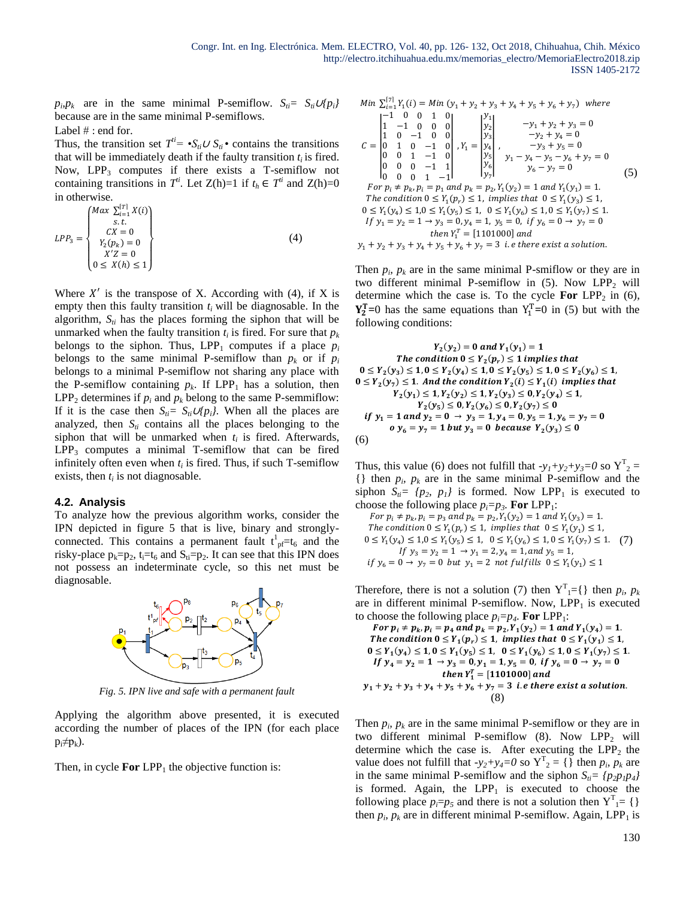$p_i, p_k$ are in the same minimal P-semiflow. $S_{ti}= S_{ti} \cup \{p_i\}$ because are in the same minimal P-semiflows.

Label # : end for.

Thus, the transition set $T^{ti}= \bullet S_{ti} \cup S_{ti} \bullet$ contains the transitions that will be immediately death if the faulty transition $t_i$ is fired. Now, $LPP_3$ computes if there exists a T-semiflow not containing transitions in $T^{ti}$. Let Z(h)=1 if $t_h \in T^{ti}$ and Z(h)=0 in otherwise.

$$LPP_3 = \begin{Bmatrix} Max \sum_{i=1}^{|T|} X(i) \\ s.t. \\ CX = 0 \\ Y_2(p_k) = 0 \\ X'Z = 0 \\ 0 \leq X(h) \leq 1 \end{Bmatrix} \quad (4)$$

Where $X'$ is the transpose of X. According with (4), if X is empty then this faulty transition $t_i$ will be diagnosable. In the algorithm, $S_{ti}$ has the places forming the siphon that will be unmarked when the faulty transition $t_i$ is fired. For sure that $p_k$ belongs to the siphon. Thus, $LPP_1$ computes if a place $p_i$ belongs to the same minimal P-semiflow than $p_k$ or if $p_i$ belongs to a minimal P-semiflow not sharing any place with the P-semiflow containing $p_k$. If $LPP_1$ has a solution, then $LPP_2$ determines if $p_i$ and $p_k$ belong to the same P-semmiflow: If it is the case then $S_{ti}= S_{ti} \cup \{p_i\}$. When all the places are analyzed, then $S_{ti}$ contains all the places belonging to the siphon that will be unmarked when $t_i$ is fired. Afterwards, $LPP_3$ computes a minimal T-semiflow that can be fired infinitely often even when $t_i$ is fired. Thus, if such T-semiflow exists, then $t_i$ is not diagnosable.

### 4.2. Analysis

To analyze how the previous algorithm works, consider the IPN depicted in figure 5 that is live, binary and strongly-connected. This contains a permanent fault $t^1_{pf}=t_6$ and the risky-place $p_k=p_2$, $t_i=t_6$ and $S_{ti}=p_2$. It can see that this IPN does not possess an indeterminate cycle, so this net must be diagnosable.

*Fig. 5. IPN live and safe with a permanent fault*

Applying the algorithm above presented, it is executed according the number of places of the IPN (for each place $p_i \neq p_k$).

Then, in cycle **For** $LPP_1$ the objective function is:

$$Min \sum_{i=1}^{|7|} Y_1(i) = Min\ (y_1+y_2+y_3+y_4+y_5+y_6+y_7) \ \ where$$

$$C = \begin{vmatrix} -1 & 0 & 0 & 1 & 0 \\ 1 & -1 & 0 & 0 & 0 \\ 1 & 0 & -1 & 0 & 0 \\ 0 & 1 & 0 & -1 & 0 \\ 0 & 0 & 1 & -1 & 0 \\ 0 & 0 & 0 & -1 & 1 \\ 0 & 0 & 0 & 1 & -1 \end{vmatrix}, Y_1 = \begin{vmatrix} y_1 \\ y_2 \\ y_3 \\ y_4 \\ y_5 \\ y_6 \\ y_7 \end{vmatrix}, \quad \begin{matrix} -y_1+y_2+y_3=0 \\ -y_2+y_4=0 \\ -y_3+y_5=0 \\ y_1-y_4-y_5-y_6+y_7=0 \\ y_6-y_7=0 \end{matrix} \quad (5)$$

$$\begin{gathered} For\ p_i \neq p_k, p_i = p_1\ and\ p_k = p_2, Y_1(y_2)=1\ and\ Y_1(y_1)=1. \\ The\ condition\ 0 \leq Y_1(p_r) \leq 1,\ implies\ that\ 0 \leq Y_1(y_3) \leq 1, \\ 0 \leq Y_1(y_4) \leq 1, 0 \leq Y_1(y_5) \leq 1,\ 0 \leq Y_1(y_6) \leq 1, 0 \leq Y_1(y_7) \leq 1. \\ If\ y_1 = y_2 = 1 \rightarrow y_3 = 0, y_4 = 1,\ y_5 = 0,\ if\ y_6 = 0 \rightarrow y_7 = 0 \\ then\ Y_1^T = [1101000]\ and \\ y_1+y_2+y_3+y_4+y_5+y_6+y_7 = 3\ \ i.e\ there\ exist\ a\ solution. \end{gathered}$$

Then $p_i$, $p_k$ are in the same minimal P-smiflow or they are in two different minimal P-semiflow in (5). Now $LPP_2$ will determine which the case is. To the cycle **For** $LPP_2$ in (6), $\mathbf{Y_2^T}$=0 has the same equations than $Y_1^T$=0 in (5) but with the following conditions:

$$\begin{gathered} \boldsymbol{Y_2(y_2) = 0\ and\ Y_1(y_1) = 1} \\ \boldsymbol{The\ condition\ 0 \leq Y_2(p_r) \leq 1\ implies\ that} \\ \boldsymbol{0 \leq Y_2(y_3) \leq 1, 0 \leq Y_2(y_4) \leq 1, 0 \leq Y_2(y_5) \leq 1, 0 \leq Y_2(y_6) \leq 1,} \\ \boldsymbol{0 \leq Y_2(y_7) \leq 1.\ And\ the\ condition\ Y_2(i) \leq Y_1(i)\ implies\ that} \\ \boldsymbol{Y_2(y_1) \leq 1, Y_2(y_2) \leq 1, Y_2(y_3) \leq 0, Y_2(y_4) \leq 1,} \\ \boldsymbol{Y_2(y_5) \leq 0, Y_2(y_6) \leq 0, Y_2(y_7) \leq 0} \\ \boldsymbol{if\ y_1 = 1\ and\ y_2 = 0\ \rightarrow\ y_3 = 1, y_4 = 0, y_5 = 1, y_6 = y_7 = 0} \\ \boldsymbol{o\ y_6 = y_7 = 1\ but\ y_3 = 0\ \ because\ \ Y_2(y_3) \leq 0} \end{gathered}$$

(6)

Thus, this value (6) does not fulfill that $-y_1+y_2+y_3=0$ so $Y^T_2$ = {} then $p_i$, $p_k$ are in the same minimal P-semiflow and the siphon $S_{ti}= \{p_2, p_1\}$ is formed. Now $LPP_1$ is executed to choose the following place $p_i=p_3$. **For** $LPP_1$:

$$\begin{gathered} For\ p_i \neq p_k, p_i = p_3\ and\ p_k = p_2, Y_1(y_2)=1\ and\ Y_1(y_3)=1. \\ The\ condition\ 0 \leq Y_1(p_r) \leq 1,\ implies\ that\ 0 \leq Y_1(y_1) \leq 1, \\ 0 \leq Y_1(y_4) \leq 1, 0 \leq Y_1(y_5) \leq 1,\ 0 \leq Y_1(y_6) \leq 1, 0 \leq Y_1(y_7) \leq 1. \\ If\ y_3 = y_2 = 1\ \rightarrow y_1 = 2, y_4 = 1, and\ y_5 = 1, \\ if\ y_6 = 0 \rightarrow\ y_7 = 0\ \ but\ \ y_1 = 2\ \ not\ fulfills\ \ 0 \leq Y_1(y_1) \leq 1 \end{gathered} \quad (7)$$

Therefore, there is not a solution (7) then $Y^T_1$={} then $p_i$, $p_k$ are in different minimal P-semiflow. Now, $LPP_1$ is executed to choose the following place $p_i=p_4$. **For** $LPP_1$:

$$\begin{gathered} \boldsymbol{For\ p_i \neq p_k, p_i = p_4\ and\ p_k = p_2, Y_1(y_2) = 1\ and\ Y_1(y_4) = 1.} \\ \boldsymbol{The\ condition\ 0 \leq Y_1(p_r) \leq 1,\ implies\ that\ 0 \leq Y_1(y_1) \leq 1,} \\ \boldsymbol{0 \leq Y_1(y_4) \leq 1, 0 \leq Y_1(y_5) \leq 1,\ \ 0 \leq Y_1(y_6) \leq 1, 0 \leq Y_1(y_7) \leq 1.} \\ \boldsymbol{If\ y_4 = y_2 = 1\ \rightarrow y_3 = 0, y_1 = 1, y_5 = 0,\ if\ y_6 = 0 \rightarrow\ y_7 = 0} \\ \boldsymbol{then\ Y_1^T = [1101000]\ and} \\ \boldsymbol{y_1+y_2+y_3+y_4+y_5+y_6+y_7 = 3\ \ i.e\ there\ exist\ a\ solution.} \end{gathered}$$

(8)

Then $p_i$, $p_k$ are in the same minimal P-semiflow or they are in two different minimal P-semiflow (8). Now $LPP_2$ will determine which the case is. After executing the $LPP_2$ the value does not fulfill that $-y_2+y_4=0$ so $Y^T_2$ = {} then $p_i$, $p_k$ are in the same minimal P-semiflow and the siphon $S_{ti}= \{p_2 p_1 p_4\}$ is formed. Again, the $LPP_1$ is executed to choose the following place $p_i=p_5$ and there is not a solution then $Y^T_1$= {} then $p_i$, $p_k$ are in different minimal P-semiflow. Again, $LPP_1$ is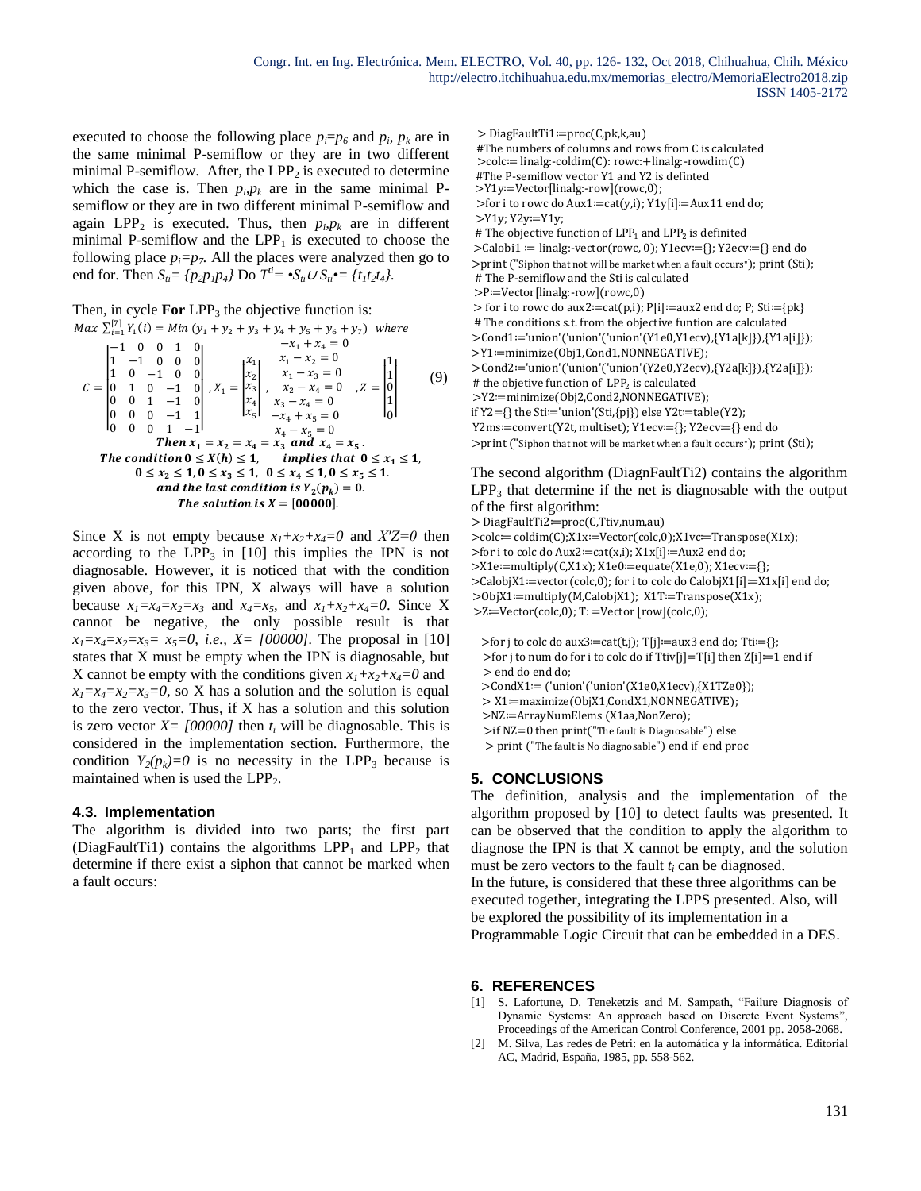executed to choose the following place $p_i=p_6$ and $p_i$, $p_k$ are in the same minimal P-semiflow or they are in two different minimal P-semiflow. After, the $LPP_2$ is executed to determine which the case is. Then $p_i,p_k$ are in the same minimal P-semiflow or they are in two different minimal P-semiflow and again $LPP_2$ is executed. Thus, then $p_i,p_k$ are in different minimal P-semiflow and the $LPP_1$ is executed to choose the following place $p_i=p_7$. All the places were analyzed then go to end for. Then $S_{ti}=\{p_2p_1p_4\}$ Do $T^{ti}=\bullet S_{ti}\cup S_{ti}\bullet=\{t_1t_2t_4\}$.

Then, in cycle **For** $LPP_3$ the objective function is:

$$Max\ \sum_{i=1}^{[7]} Y_1(i) = Min\ (y_1+y_2+y_3+y_4+y_5+y_6+y_7)\quad where$$

$$C=\begin{vmatrix} -1 & 0 & 0 & 1 & 0 \\ 1 & -1 & 0 & 0 & 0 \\ 1 & 0 & -1 & 0 & 0 \\ 0 & 1 & 0 & -1 & 0 \\ 0 & 0 & 1 & -1 & 0 \\ 0 & 0 & 0 & -1 & 1 \\ 0 & 0 & 0 & 1 & -1 \end{vmatrix},\ X_1=\begin{vmatrix} x_1 \\ x_2 \\ x_3 \\ x_4 \\ x_5 \end{vmatrix},\ \begin{matrix} -x_1+x_4=0 \\ x_1-x_2=0 \\ x_1-x_3=0 \\ x_2-x_4=0 \\ x_3-x_4=0 \\ -x_4+x_5=0 \\ x_4-x_5=0 \end{matrix}\ ,Z=\begin{vmatrix} 1 \\ 1 \\ 0 \\ 1 \\ 0 \end{vmatrix} \tag{9}$$

$$\textbf{\textit{Then}}\ x_1=x_2=x_4=x_3\ \textbf{\textit{and}}\ x_4=x_5.$$

$$\textbf{\textit{The condition}}\ 0\le X(h)\le 1,\quad \textbf{\textit{implies that}}\ 0\le x_1\le 1,$$

$$0\le x_2\le 1, 0\le x_3\le 1,\ 0\le x_4\le 1, 0\le x_5\le 1.$$

$$\textbf{\textit{and the last condition is}}\ Y_2(p_k)=0.$$

$$\textbf{\textit{The solution is}}\ X=[00000].$$

Since X is not empty because $x_1+x_2+x_4=0$ and $X'Z=0$ then according to the $LPP_3$ in [10] this implies the IPN is not diagnosable. However, it is noticed that with the condition given above, for this IPN, X always will have a solution because $x_1=x_4=x_2=x_3$ and $x_4=x_5$, and $x_1+x_2+x_4=0$. Since X cannot be negative, the only possible result is that $x_1=x_4=x_2=x_3=x_5=0$, *i.e.*, $X=[00000]$. The proposal in [10] states that X must be empty when the IPN is diagnosable, but X cannot be empty with the conditions given $x_1+x_2+x_4=0$ and $x_1=x_4=x_2=x_3=0$, so X has a solution and the solution is equal to the zero vector. Thus, if X has a solution and this solution is zero vector $X=[00000]$ then $t_i$ will be diagnosable. This is considered in the implementation section. Furthermore, the condition $Y_2(p_k)=0$ is no necessity in the $LPP_3$ because is maintained when is used the $LPP_2$.

### 4.3. Implementation

The algorithm is divided into two parts; the first part (DiagFaultTi1) contains the algorithms $LPP_1$ and $LPP_2$ that determine if there exist a siphon that cannot be marked when a fault occurs:

```
> DiagFaultTi1:=proc(C,pk,k,au)
#The numbers of columns and rows from C is calculated
>colc:= linalg:-coldim(C): rowc:+linalg:-rowdim(C)
#The P-semiflow vector Y1 and Y2 is definted
>Y1y:=Vector[linalg:-row](rowc,0);
>for i to rowc do Aux1:=cat(y,i); Y1y[i]:=Aux11 end do;
>Y1y; Y2y:=Y1y;
# The objective function of LPP1 and LPP2 is definited
>Calobi1 := linalg:-vector(rowc, 0); Y1ecv:={}; Y2ecv:={} end do
>print ("Siphon that not will be market when a fault occurs"); print (Sti);
# The P-semiflow and the Sti is calculated
>P:=Vector[linalg:-row](rowc,0)
> for i to rowc do aux2:=cat(p,i); P[i]:=aux2 end do; P; Sti:={pk}
# The conditions s.t. from the objective funtion are calculated
>Cond1:='union'('union'('union'(Y1e0,Y1ecv),{Y1a[k]}),{Y1a[i]});
>Y1:=minimize(Obj1,Cond1,NONNEGATIVE);
>Cond2:='union'('union'('union'(Y2e0,Y2ecv),{Y2a[k]}),{Y2a[i]});
# the objetive function of LPP2 is calculated
>Y2:=minimize(Obj2,Cond2,NONNEGATIVE);
if Y2={} the Sti:='union'(Sti,{pj}) else Y2t:=table(Y2);
Y2ms:=convert(Y2t, multiset); Y1ecv:={}; Y2ecv:={} end do
>print ("Siphon that not will be market when a fault occurs"); print (Sti);
```

The second algorithm (DiagnFaultTi2) contains the algorithm $LPP_3$ that determine if the net is diagnosable with the output of the first algorithm:

```
> DiagFaultTi2:=proc(C,Ttiv,num,au)
>colc:= coldim(C);X1x:=Vector(colc,0);X1vc:=Transpose(X1x);
>for i to colc do Aux2:=cat(x,i); X1x[i]:=Aux2 end do;
>X1e:=multiply(C,X1x); X1e0:=equate(X1e,0); X1ecv:={};
>CalobjX1:=vector(colc,0); for i to colc do CalobjX1[i]:=X1x[i] end do;
>ObjX1:=multiply(M,CalobjX1); X1T:=Transpose(X1x);
>Z:=Vector(colc,0); T: =Vector [row](colc,0);

 >for j to colc do aux3:=cat(t,j); T[j]:=aux3 end do; Tti:={};
 >for j to num do for i to colc do if Ttiv[j]=T[i] then Z[i]:=1 end if
 > end do end do;
 >CondX1:= ('union'('union'(X1e0,X1ecv),{X1TZe0});
 > X1:=maximize(ObjX1,CondX1,NONNEGATIVE);
 >NZ:=ArrayNumElems (X1aa,NonZero);
 >if NZ=0 then print("The fault is Diagnosable") else
 > print ("The fault is No diagnosable") end if end proc
```

## 5. CONCLUSIONS

The definition, analysis and the implementation of the algorithm proposed by [10] to detect faults was presented. It can be observed that the condition to apply the algorithm to diagnose the IPN is that X cannot be empty, and the solution must be zero vectors to the fault $t_i$ can be diagnosed.

In the future, is considered that these three algorithms can be executed together, integrating the LPPS presented. Also, will be explored the possibility of its implementation in a Programmable Logic Circuit that can be embedded in a DES.

## 6. REFERENCES

[1] S. Lafortune, D. Teneketzis and M. Sampath, "Failure Diagnosis of Dynamic Systems: An approach based on Discrete Event Systems", Proceedings of the American Control Conference, 2001 pp. 2058-2068.

[2] M. Silva, Las redes de Petri: en la automática y la informática. Editorial AC, Madrid, España, 1985, pp. 558-562.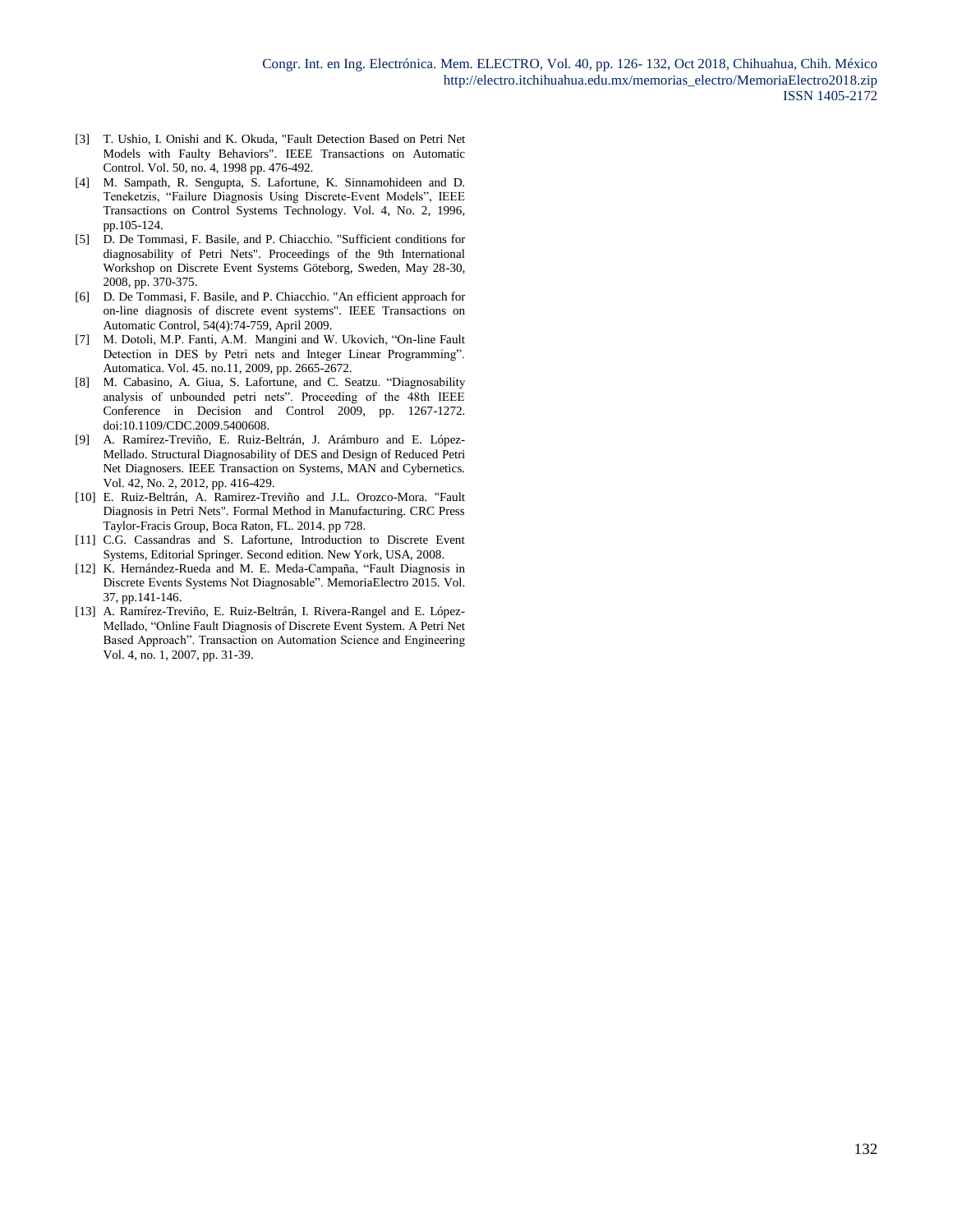[3] T. Ushio, I. Onishi and K. Okuda, "Fault Detection Based on Petri Net Models with Faulty Behaviors". IEEE Transactions on Automatic Control. Vol. 50, no. 4, 1998 pp. 476-492.

[4] M. Sampath, R. Sengupta, S. Lafortune, K. Sinnamohideen and D. Teneketzis, "Failure Diagnosis Using Discrete-Event Models", IEEE Transactions on Control Systems Technology. Vol. 4, No. 2, 1996, pp.105-124.

[5] D. De Tommasi, F. Basile, and P. Chiacchio. "Sufficient conditions for diagnosability of Petri Nets". Proceedings of the 9th International Workshop on Discrete Event Systems Göteborg, Sweden, May 28-30, 2008, pp. 370-375.

[6] D. De Tommasi, F. Basile, and P. Chiacchio. "An efficient approach for on-line diagnosis of discrete event systems". IEEE Transactions on Automatic Control, 54(4):74-759, April 2009.

[7] M. Dotoli, M.P. Fanti, A.M. Mangini and W. Ukovich, "On-line Fault Detection in DES by Petri nets and Integer Linear Programming". Automatica. Vol. 45. no.11, 2009, pp. 2665-2672.

[8] M. Cabasino, A. Giua, S. Lafortune, and C. Seatzu. "Diagnosability analysis of unbounded petri nets". Proceeding of the 48th IEEE Conference in Decision and Control 2009, pp. 1267-1272. doi:10.1109/CDC.2009.5400608.

[9] A. Ramírez-Treviño, E. Ruiz-Beltrán, J. Arámburo and E. López-Mellado. Structural Diagnosability of DES and Design of Reduced Petri Net Diagnosers. IEEE Transaction on Systems, MAN and Cybernetics. Vol. 42, No. 2, 2012, pp. 416-429.

[10] E. Ruiz-Beltrán, A. Ramirez-Treviño and J.L. Orozco-Mora. "Fault Diagnosis in Petri Nets". Formal Method in Manufacturing. CRC Press Taylor-Fracis Group, Boca Raton, FL. 2014. pp 728.

[11] C.G. Cassandras and S. Lafortune, Introduction to Discrete Event Systems, Editorial Springer. Second edition. New York, USA, 2008.

[12] K. Hernández-Rueda and M. E. Meda-Campaña, "Fault Diagnosis in Discrete Events Systems Not Diagnosable". MemoriaElectro 2015. Vol. 37, pp.141-146.

[13] A. Ramírez-Treviño, E. Ruiz-Beltrán, I. Rivera-Rangel and E. López-Mellado, "Online Fault Diagnosis of Discrete Event System. A Petri Net Based Approach". Transaction on Automation Science and Engineering Vol. 4, no. 1, 2007, pp. 31-39.